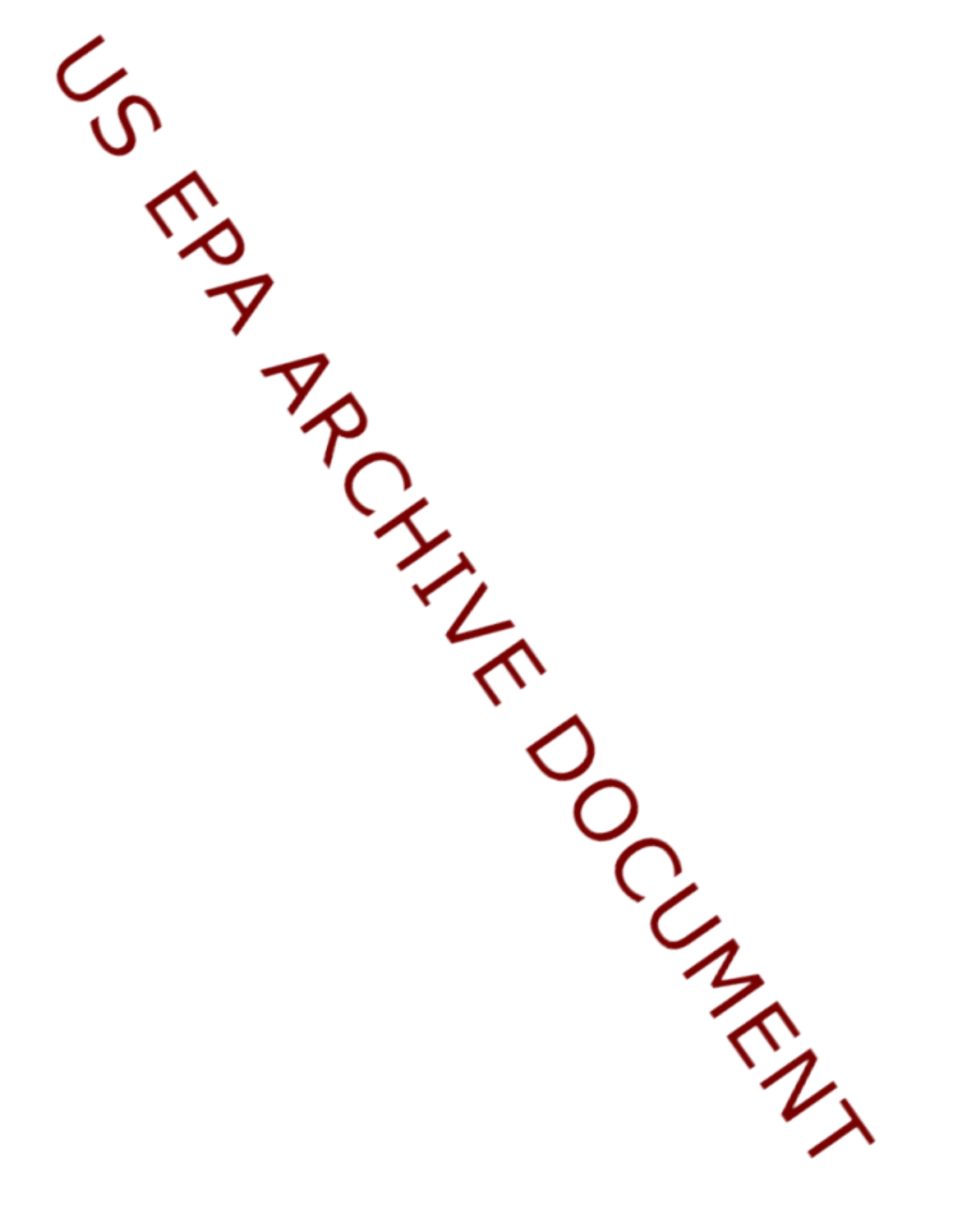US EPA ARCHIVE DOCUMENT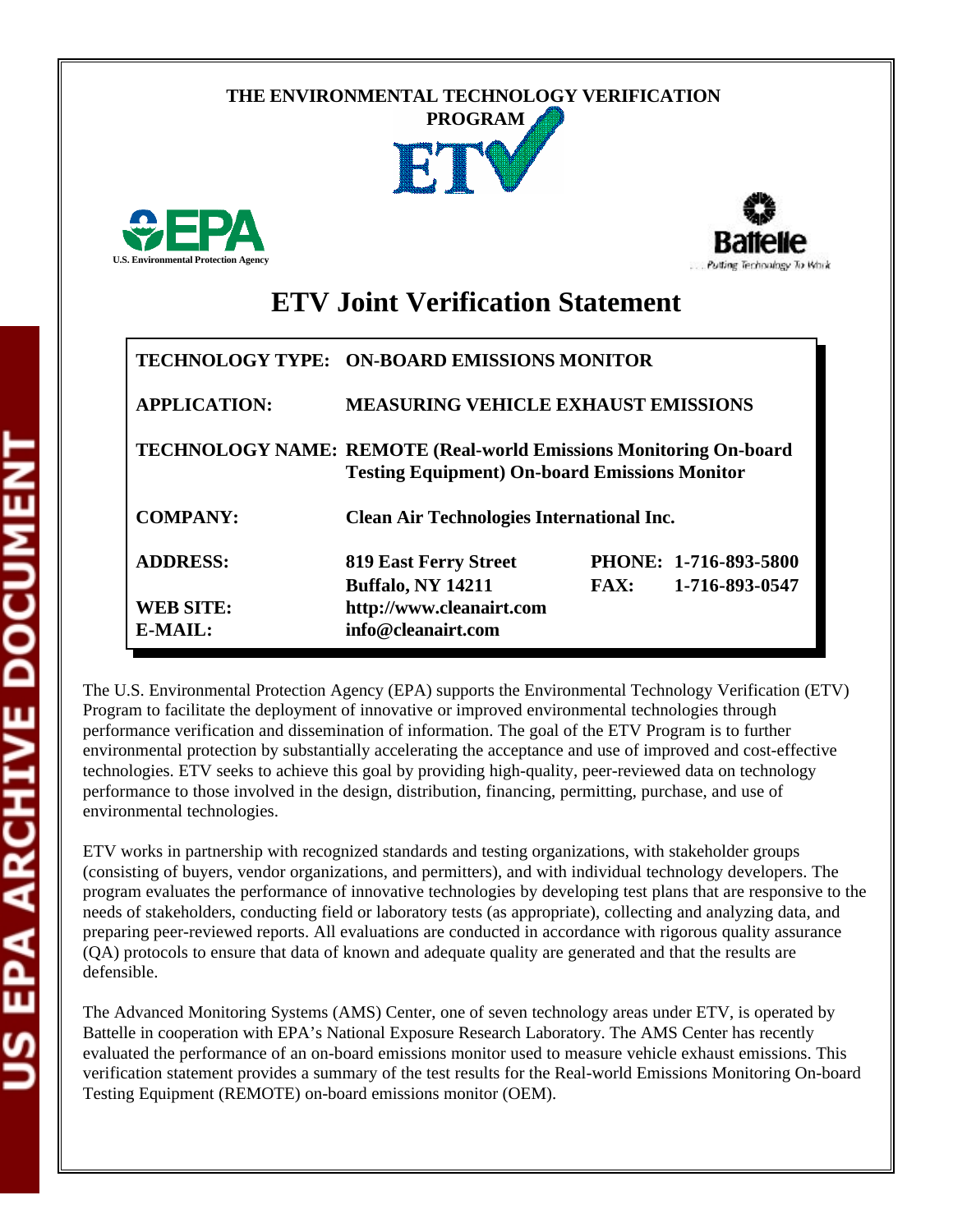THE ENVIRONMENTAL TECHNOLOGY VERIFICATION PROGRAM

ETV

U.S. Environmental Protection Agency

Battelle
. . . Putting Technology To Work

# ETV Joint Verification Statement

| | | | |
|---|---|---|---|
| **TECHNOLOGY TYPE:** | **ON-BOARD EMISSIONS MONITOR** | | |
| **APPLICATION:** | **MEASURING VEHICLE EXHAUST EMISSIONS** | | |
| **TECHNOLOGY NAME:** | **REMOTE (Real-world Emissions Monitoring On-board Testing Equipment) On-board Emissions Monitor** | | |
| **COMPANY:** | **Clean Air Technologies International Inc.** | | |
| **ADDRESS:** | **819 East Ferry Street Buffalo, NY 14211** | **PHONE: FAX:** | **1-716-893-5800 1-716-893-0547** |
| **WEB SITE:** | **http://www.cleanairt.com** | | |
| **E-MAIL:** | **info@cleanairt.com** | | |

The U.S. Environmental Protection Agency (EPA) supports the Environmental Technology Verification (ETV) Program to facilitate the deployment of innovative or improved environmental technologies through performance verification and dissemination of information. The goal of the ETV Program is to further environmental protection by substantially accelerating the acceptance and use of improved and cost-effective technologies. ETV seeks to achieve this goal by providing high-quality, peer-reviewed data on technology performance to those involved in the design, distribution, financing, permitting, purchase, and use of environmental technologies.

ETV works in partnership with recognized standards and testing organizations, with stakeholder groups (consisting of buyers, vendor organizations, and permitters), and with individual technology developers. The program evaluates the performance of innovative technologies by developing test plans that are responsive to the needs of stakeholders, conducting field or laboratory tests (as appropriate), collecting and analyzing data, and preparing peer-reviewed reports. All evaluations are conducted in accordance with rigorous quality assurance (QA) protocols to ensure that data of known and adequate quality are generated and that the results are defensible.

The Advanced Monitoring Systems (AMS) Center, one of seven technology areas under ETV, is operated by Battelle in cooperation with EPA's National Exposure Research Laboratory. The AMS Center has recently evaluated the performance of an on-board emissions monitor used to measure vehicle exhaust emissions. This verification statement provides a summary of the test results for the Real-world Emissions Monitoring On-board Testing Equipment (REMOTE) on-board emissions monitor (OEM).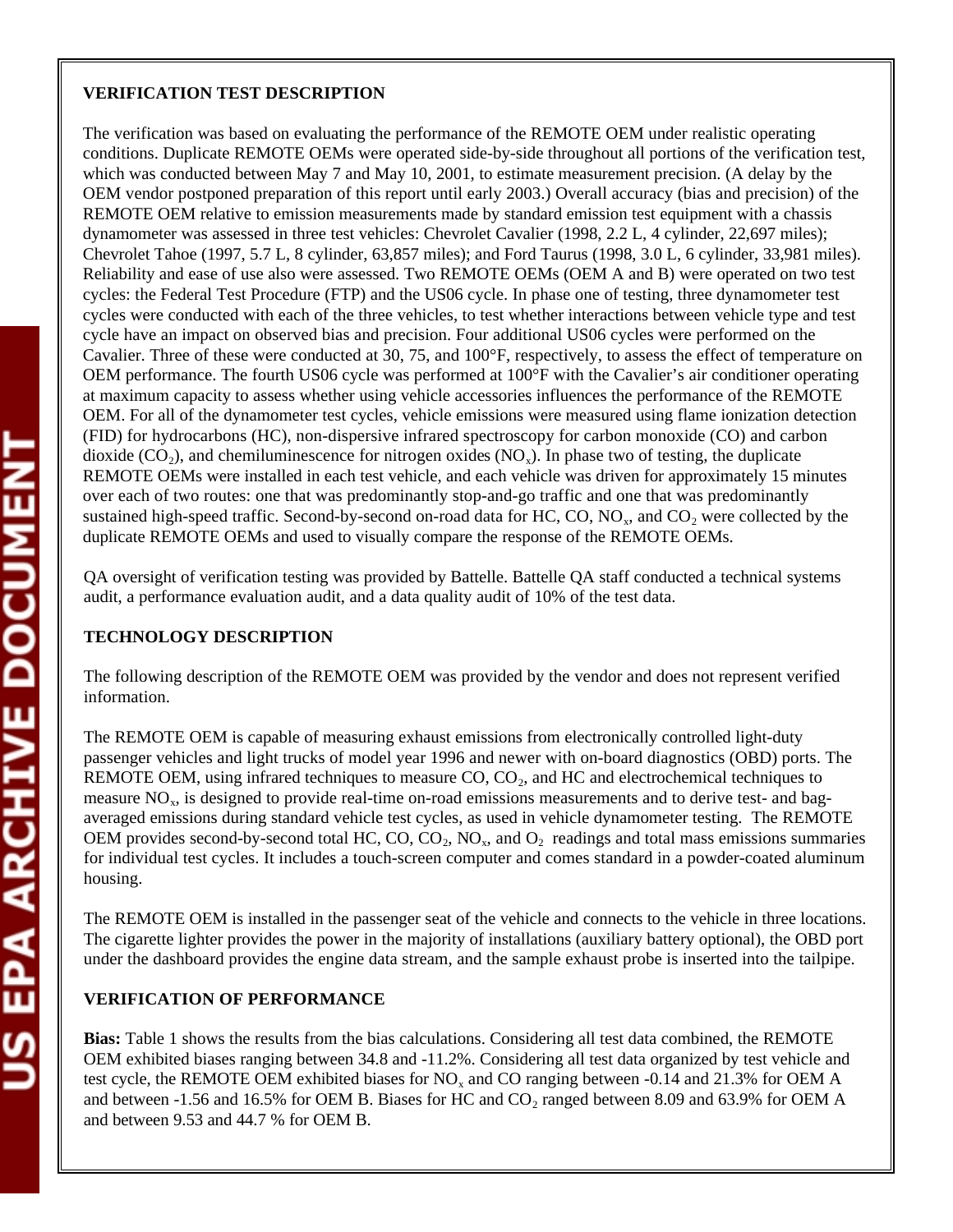**VERIFICATION TEST DESCRIPTION**

The verification was based on evaluating the performance of the REMOTE OEM under realistic operating conditions. Duplicate REMOTE OEMs were operated side-by-side throughout all portions of the verification test, which was conducted between May 7 and May 10, 2001, to estimate measurement precision. (A delay by the OEM vendor postponed preparation of this report until early 2003.) Overall accuracy (bias and precision) of the REMOTE OEM relative to emission measurements made by standard emission test equipment with a chassis dynamometer was assessed in three test vehicles: Chevrolet Cavalier (1998, 2.2 L, 4 cylinder, 22,697 miles); Chevrolet Tahoe (1997, 5.7 L, 8 cylinder, 63,857 miles); and Ford Taurus (1998, 3.0 L, 6 cylinder, 33,981 miles). Reliability and ease of use also were assessed. Two REMOTE OEMs (OEM A and B) were operated on two test cycles: the Federal Test Procedure (FTP) and the US06 cycle. In phase one of testing, three dynamometer test cycles were conducted with each of the three vehicles, to test whether interactions between vehicle type and test cycle have an impact on observed bias and precision. Four additional US06 cycles were performed on the Cavalier. Three of these were conducted at 30, 75, and 100°F, respectively, to assess the effect of temperature on OEM performance. The fourth US06 cycle was performed at 100°F with the Cavalier's air conditioner operating at maximum capacity to assess whether using vehicle accessories influences the performance of the REMOTE OEM. For all of the dynamometer test cycles, vehicle emissions were measured using flame ionization detection (FID) for hydrocarbons (HC), non-dispersive infrared spectroscopy for carbon monoxide (CO) and carbon dioxide ($CO_2$), and chemiluminescence for nitrogen oxides ($NO_x$). In phase two of testing, the duplicate REMOTE OEMs were installed in each test vehicle, and each vehicle was driven for approximately 15 minutes over each of two routes: one that was predominantly stop-and-go traffic and one that was predominantly sustained high-speed traffic. Second-by-second on-road data for HC, CO, $NO_x$, and $CO_2$ were collected by the duplicate REMOTE OEMs and used to visually compare the response of the REMOTE OEMs.

QA oversight of verification testing was provided by Battelle. Battelle QA staff conducted a technical systems audit, a performance evaluation audit, and a data quality audit of 10% of the test data.

**TECHNOLOGY DESCRIPTION**

The following description of the REMOTE OEM was provided by the vendor and does not represent verified information.

The REMOTE OEM is capable of measuring exhaust emissions from electronically controlled light-duty passenger vehicles and light trucks of model year 1996 and newer with on-board diagnostics (OBD) ports. The REMOTE OEM, using infrared techniques to measure CO, $CO_2$, and HC and electrochemical techniques to measure $NO_x$, is designed to provide real-time on-road emissions measurements and to derive test- and bag-averaged emissions during standard vehicle test cycles, as used in vehicle dynamometer testing. The REMOTE OEM provides second-by-second total HC, CO, $CO_2$, $NO_x$, and $O_2$ readings and total mass emissions summaries for individual test cycles. It includes a touch-screen computer and comes standard in a powder-coated aluminum housing.

The REMOTE OEM is installed in the passenger seat of the vehicle and connects to the vehicle in three locations. The cigarette lighter provides the power in the majority of installations (auxiliary battery optional), the OBD port under the dashboard provides the engine data stream, and the sample exhaust probe is inserted into the tailpipe.

**VERIFICATION OF PERFORMANCE**

**Bias:** Table 1 shows the results from the bias calculations. Considering all test data combined, the REMOTE OEM exhibited biases ranging between 34.8 and -11.2%. Considering all test data organized by test vehicle and test cycle, the REMOTE OEM exhibited biases for $NO_x$ and CO ranging between -0.14 and 21.3% for OEM A and between -1.56 and 16.5% for OEM B. Biases for HC and $CO_2$ ranged between 8.09 and 63.9% for OEM A and between 9.53 and 44.7 % for OEM B.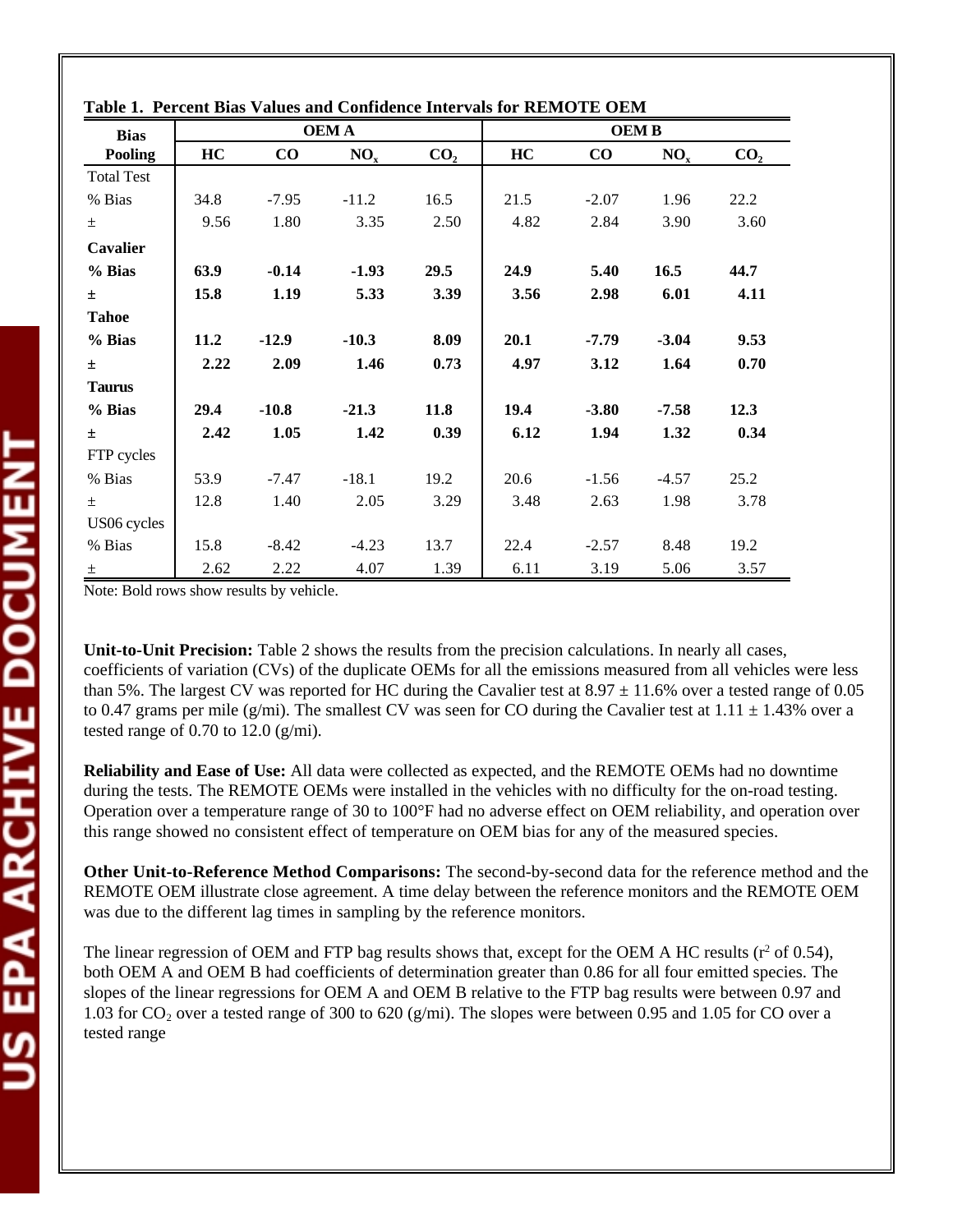**Table 1. Percent Bias Values and Confidence Intervals for REMOTE OEM**

| Bias | OEM A | | | | OEM B | | | |
|---|---|---|---|---|---|---|---|---|
| Pooling | HC | CO | $NO_x$ | $CO_2$ | HC | CO | $NO_x$ | $CO_2$ |
| Total Test | | | | | | | | |
| % Bias | 34.8 | -7.95 | -11.2 | 16.5 | 21.5 | -2.07 | 1.96 | 22.2 |
| ± | 9.56 | 1.80 | 3.35 | 2.50 | 4.82 | 2.84 | 3.90 | 3.60 |
| **Cavalier** | | | | | | | | |
| **% Bias** | **63.9** | **-0.14** | **-1.93** | **29.5** | **24.9** | **5.40** | **16.5** | **44.7** |
| **±** | **15.8** | **1.19** | **5.33** | **3.39** | **3.56** | **2.98** | **6.01** | **4.11** |
| **Tahoe** | | | | | | | | |
| **% Bias** | **11.2** | **-12.9** | **-10.3** | **8.09** | **20.1** | **-7.79** | **-3.04** | **9.53** |
| **±** | **2.22** | **2.09** | **1.46** | **0.73** | **4.97** | **3.12** | **1.64** | **0.70** |
| **Taurus** | | | | | | | | |
| **% Bias** | **29.4** | **-10.8** | **-21.3** | **11.8** | **19.4** | **-3.80** | **-7.58** | **12.3** |
| **±** | **2.42** | **1.05** | **1.42** | **0.39** | **6.12** | **1.94** | **1.32** | **0.34** |
| FTP cycles | | | | | | | | |
| % Bias | 53.9 | -7.47 | -18.1 | 19.2 | 20.6 | -1.56 | -4.57 | 25.2 |
| ± | 12.8 | 1.40 | 2.05 | 3.29 | 3.48 | 2.63 | 1.98 | 3.78 |
| US06 cycles | | | | | | | | |
| % Bias | 15.8 | -8.42 | -4.23 | 13.7 | 22.4 | -2.57 | 8.48 | 19.2 |
| ± | 2.62 | 2.22 | 4.07 | 1.39 | 6.11 | 3.19 | 5.06 | 3.57 |

Note: Bold rows show results by vehicle.

**Unit-to-Unit Precision:** Table 2 shows the results from the precision calculations. In nearly all cases, coefficients of variation (CVs) of the duplicate OEMs for all the emissions measured from all vehicles were less than 5%. The largest CV was reported for HC during the Cavalier test at 8.97 ± 11.6% over a tested range of 0.05 to 0.47 grams per mile (g/mi). The smallest CV was seen for CO during the Cavalier test at 1.11 ± 1.43% over a tested range of 0.70 to 12.0 (g/mi).

**Reliability and Ease of Use:** All data were collected as expected, and the REMOTE OEMs had no downtime during the tests. The REMOTE OEMs were installed in the vehicles with no difficulty for the on-road testing. Operation over a temperature range of 30 to 100°F had no adverse effect on OEM reliability, and operation over this range showed no consistent effect of temperature on OEM bias for any of the measured species.

**Other Unit-to-Reference Method Comparisons:** The second-by-second data for the reference method and the REMOTE OEM illustrate close agreement. A time delay between the reference monitors and the REMOTE OEM was due to the different lag times in sampling by the reference monitors.

The linear regression of OEM and FTP bag results shows that, except for the OEM A HC results ($r^2$ of 0.54), both OEM A and OEM B had coefficients of determination greater than 0.86 for all four emitted species. The slopes of the linear regressions for OEM A and OEM B relative to the FTP bag results were between 0.97 and 1.03 for $CO_2$ over a tested range of 300 to 620 (g/mi). The slopes were between 0.95 and 1.05 for CO over a tested range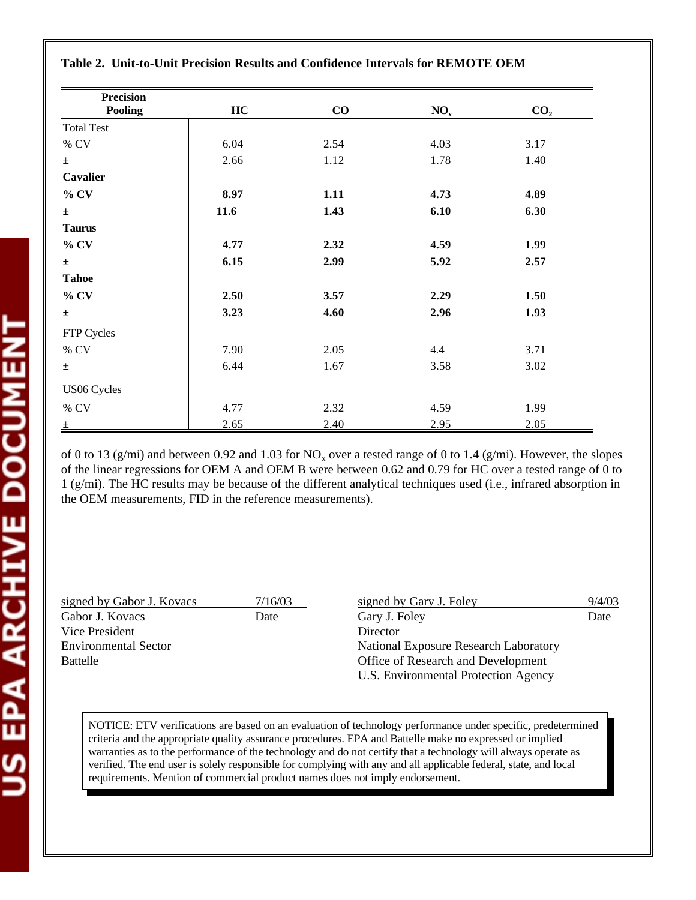**Table 2. Unit-to-Unit Precision Results and Confidence Intervals for REMOTE OEM**

| Precision Pooling | HC | CO | $NO_x$ | $CO_2$ |
|---|---|---|---|---|
| Total Test | | | | |
| % CV | 6.04 | 2.54 | 4.03 | 3.17 |
| ± | 2.66 | 1.12 | 1.78 | 1.40 |
| **Cavalier** | | | | |
| **% CV** | **8.97** | **1.11** | **4.73** | **4.89** |
| **±** | **11.6** | **1.43** | **6.10** | **6.30** |
| **Taurus** | | | | |
| **% CV** | **4.77** | **2.32** | **4.59** | **1.99** |
| **±** | **6.15** | **2.99** | **5.92** | **2.57** |
| **Tahoe** | | | | |
| **% CV** | **2.50** | **3.57** | **2.29** | **1.50** |
| **±** | **3.23** | **4.60** | **2.96** | **1.93** |
| FTP Cycles | | | | |
| % CV | 7.90 | 2.05 | 4.4 | 3.71 |
| ± | 6.44 | 1.67 | 3.58 | 3.02 |
| US06 Cycles | | | | |
| % CV | 4.77 | 2.32 | 4.59 | 1.99 |
| ± | 2.65 | 2.40 | 2.95 | 2.05 |

of 0 to 13 (g/mi) and between 0.92 and 1.03 for $NO_x$ over a tested range of 0 to 1.4 (g/mi). However, the slopes of the linear regressions for OEM A and OEM B were between 0.62 and 0.79 for HC over a tested range of 0 to 1 (g/mi). The HC results may be because of the different analytical techniques used (i.e., infrared absorption in the OEM measurements, FID in the reference measurements).

signed by Gabor J. Kovacs — 7/16/03
Gabor J. Kovacs — Date
Vice President
Environmental Sector
Battelle

signed by Gary J. Foley — 9/4/03
Gary J. Foley — Date
Director
National Exposure Research Laboratory
Office of Research and Development
U.S. Environmental Protection Agency

NOTICE: ETV verifications are based on an evaluation of technology performance under specific, predetermined criteria and the appropriate quality assurance procedures. EPA and Battelle make no expressed or implied warranties as to the performance of the technology and do not certify that a technology will always operate as verified. The end user is solely responsible for complying with any and all applicable federal, state, and local requirements. Mention of commercial product names does not imply endorsement.